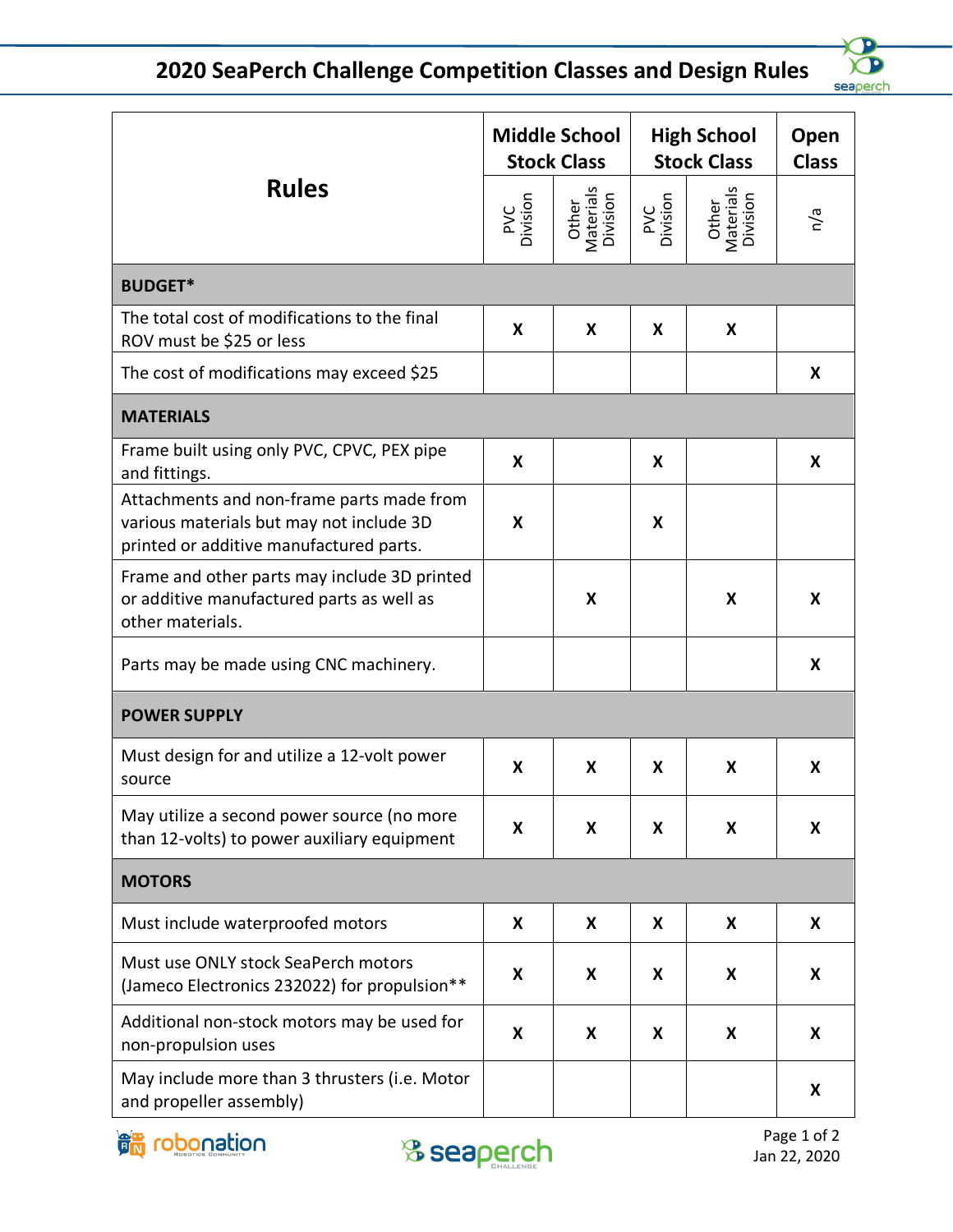# 2020 SeaPerch Challenge Competition Classes and Design Rules

| Rules | Middle School Stock Class | | High School Stock Class | | Open Class |
|---|---|---|---|---|---|
| | PVC Division | Other Materials Division | PVC Division | Other Materials Division | n/a |
| **BUDGET*** | | | | | |
| The total cost of modifications to the final ROV must be $25 or less | X | X | X | X | |
| The cost of modifications may exceed $25 | | | | | X |
| **MATERIALS** | | | | | |
| Frame built using only PVC, CPVC, PEX pipe and fittings. | X | | X | | X |
| Attachments and non-frame parts made from various materials but may not include 3D printed or additive manufactured parts. | X | | X | | |
| Frame and other parts may include 3D printed or additive manufactured parts as well as other materials. | | X | | X | X |
| Parts may be made using CNC machinery. | | | | | X |
| **POWER SUPPLY** | | | | | |
| Must design for and utilize a 12-volt power source | X | X | X | X | X |
| May utilize a second power source (no more than 12-volts) to power auxiliary equipment | X | X | X | X | X |
| **MOTORS** | | | | | |
| Must include waterproofed motors | X | X | X | X | X |
| Must use ONLY stock SeaPerch motors (Jameco Electronics 232022) for propulsion** | X | X | X | X | X |
| Additional non-stock motors may be used for non-propulsion uses | X | X | X | X | X |
| May include more than 3 thrusters (i.e. Motor and propeller assembly) | | | | | X |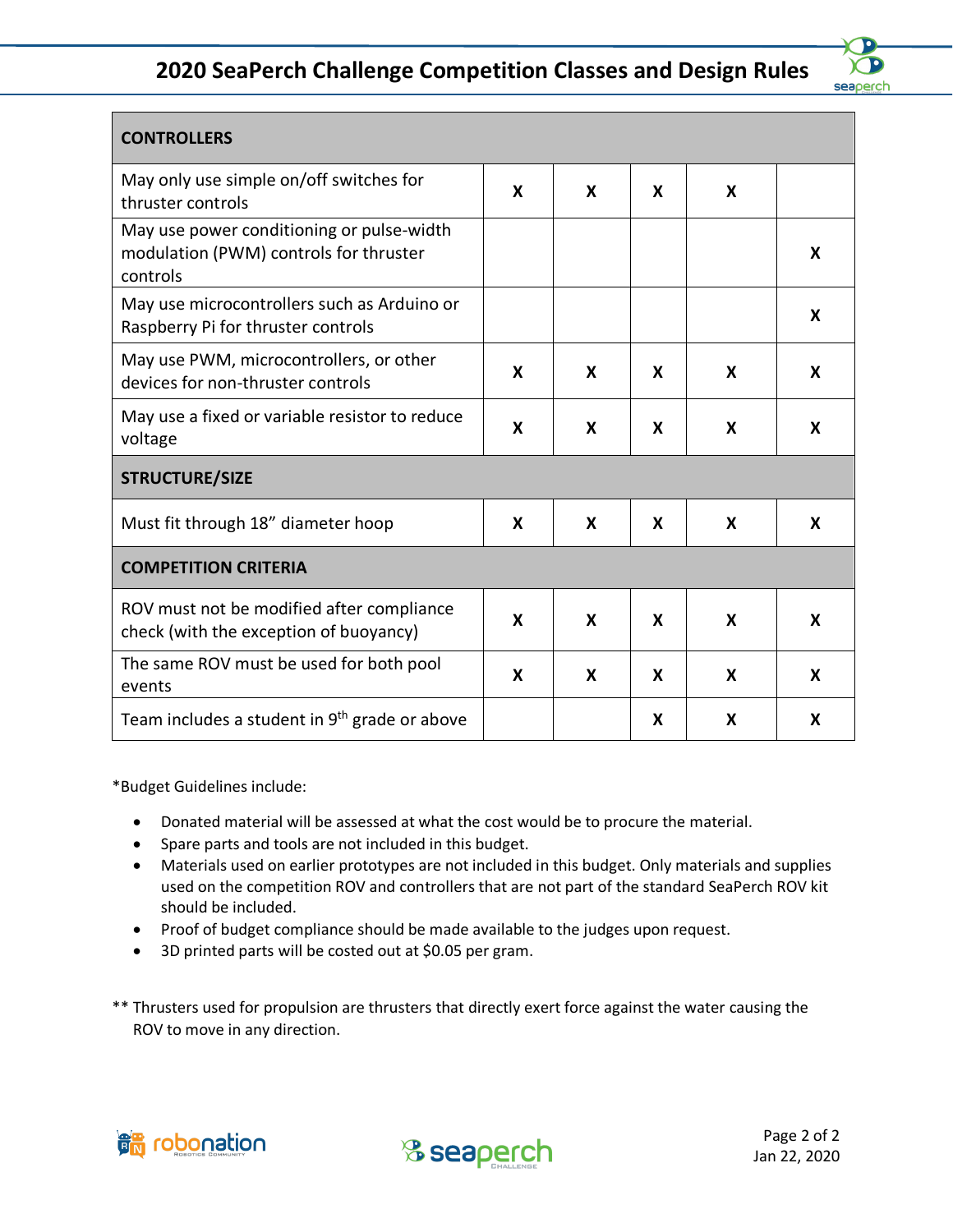## 2020 SeaPerch Challenge Competition Classes and Design Rules

| | | | | | |
|---|---|---|---|---|---|
| **CONTROLLERS** | | | | | |
| May only use simple on/off switches for thruster controls | X | X | X | X | |
| May use power conditioning or pulse-width modulation (PWM) controls for thruster controls | | | | | X |
| May use microcontrollers such as Arduino or Raspberry Pi for thruster controls | | | | | X |
| May use PWM, microcontrollers, or other devices for non-thruster controls | X | X | X | X | X |
| May use a fixed or variable resistor to reduce voltage | X | X | X | X | X |
| **STRUCTURE/SIZE** | | | | | |
| Must fit through 18” diameter hoop | X | X | X | X | X |
| **COMPETITION CRITERIA** | | | | | |
| ROV must not be modified after compliance check (with the exception of buoyancy) | X | X | X | X | X |
| The same ROV must be used for both pool events | X | X | X | X | X |
| Team includes a student in 9th grade or above | | | X | X | X |

*Budget Guidelines include:

- Donated material will be assessed at what the cost would be to procure the material.
- Spare parts and tools are not included in this budget.
- Materials used on earlier prototypes are not included in this budget. Only materials and supplies used on the competition ROV and controllers that are not part of the standard SeaPerch ROV kit should be included.
- Proof of budget compliance should be made available to the judges upon request.
- 3D printed parts will be costed out at $0.05 per gram.

** Thrusters used for propulsion are thrusters that directly exert force against the water causing the ROV to move in any direction.

Jan 22, 2020